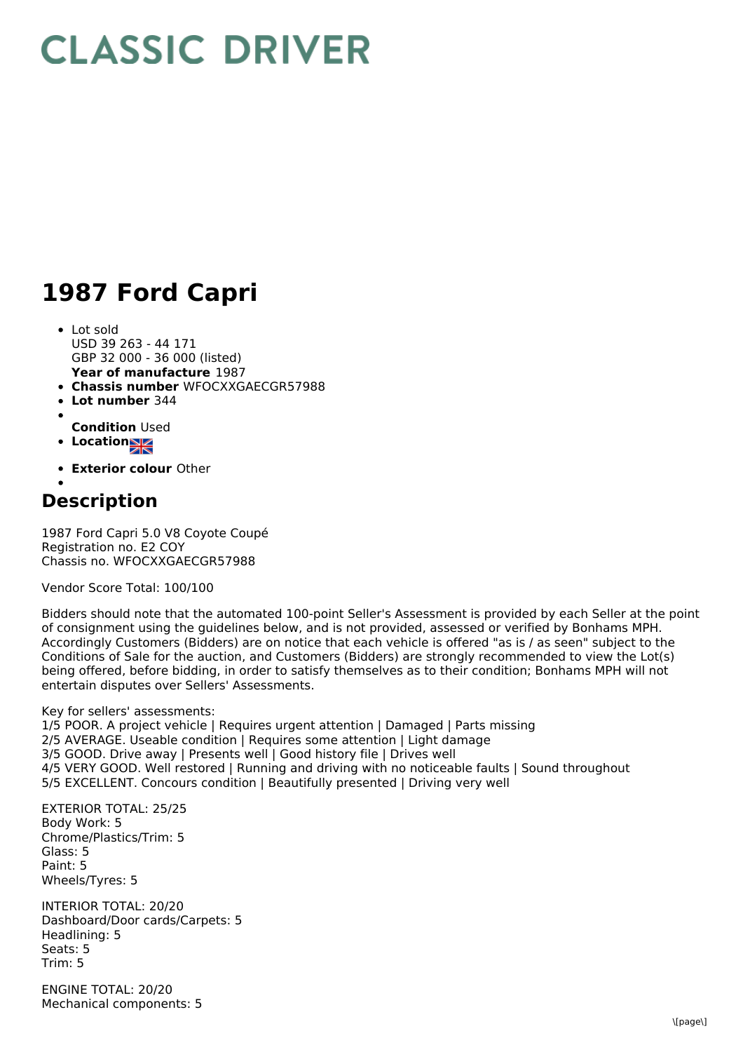# CLASSIC DRIVER

# 1987 Ford Capri

- Lot sold
  USD 39 263 - 44 171
  GBP 32 000 - 36 000 (listed)
  **Year of manufacture** 1987
- **Chassis number** WFOCXXGAECGR57988
- **Lot number** 344
- **Condition** Used
- **Location**
- **Exterior colour** Other

## Description

1987 Ford Capri 5.0 V8 Coyote Coupé
Registration no. E2 COY
Chassis no. WFOCXXGAECGR57988

Vendor Score Total: 100/100

Bidders should note that the automated 100-point Seller's Assessment is provided by each Seller at the point of consignment using the guidelines below, and is not provided, assessed or verified by Bonhams MPH. Accordingly Customers (Bidders) are on notice that each vehicle is offered "as is / as seen" subject to the Conditions of Sale for the auction, and Customers (Bidders) are strongly recommended to view the Lot(s) being offered, before bidding, in order to satisfy themselves as to their condition; Bonhams MPH will not entertain disputes over Sellers' Assessments.

Key for sellers' assessments:
1/5 POOR. A project vehicle | Requires urgent attention | Damaged | Parts missing
2/5 AVERAGE. Useable condition | Requires some attention | Light damage
3/5 GOOD. Drive away | Presents well | Good history file | Drives well
4/5 VERY GOOD. Well restored | Running and driving with no noticeable faults | Sound throughout
5/5 EXCELLENT. Concours condition | Beautifully presented | Driving very well

EXTERIOR TOTAL: 25/25
Body Work: 5
Chrome/Plastics/Trim: 5
Glass: 5
Paint: 5
Wheels/Tyres: 5

INTERIOR TOTAL: 20/20
Dashboard/Door cards/Carpets: 5
Headlining: 5
Seats: 5
Trim: 5

ENGINE TOTAL: 20/20
Mechanical components: 5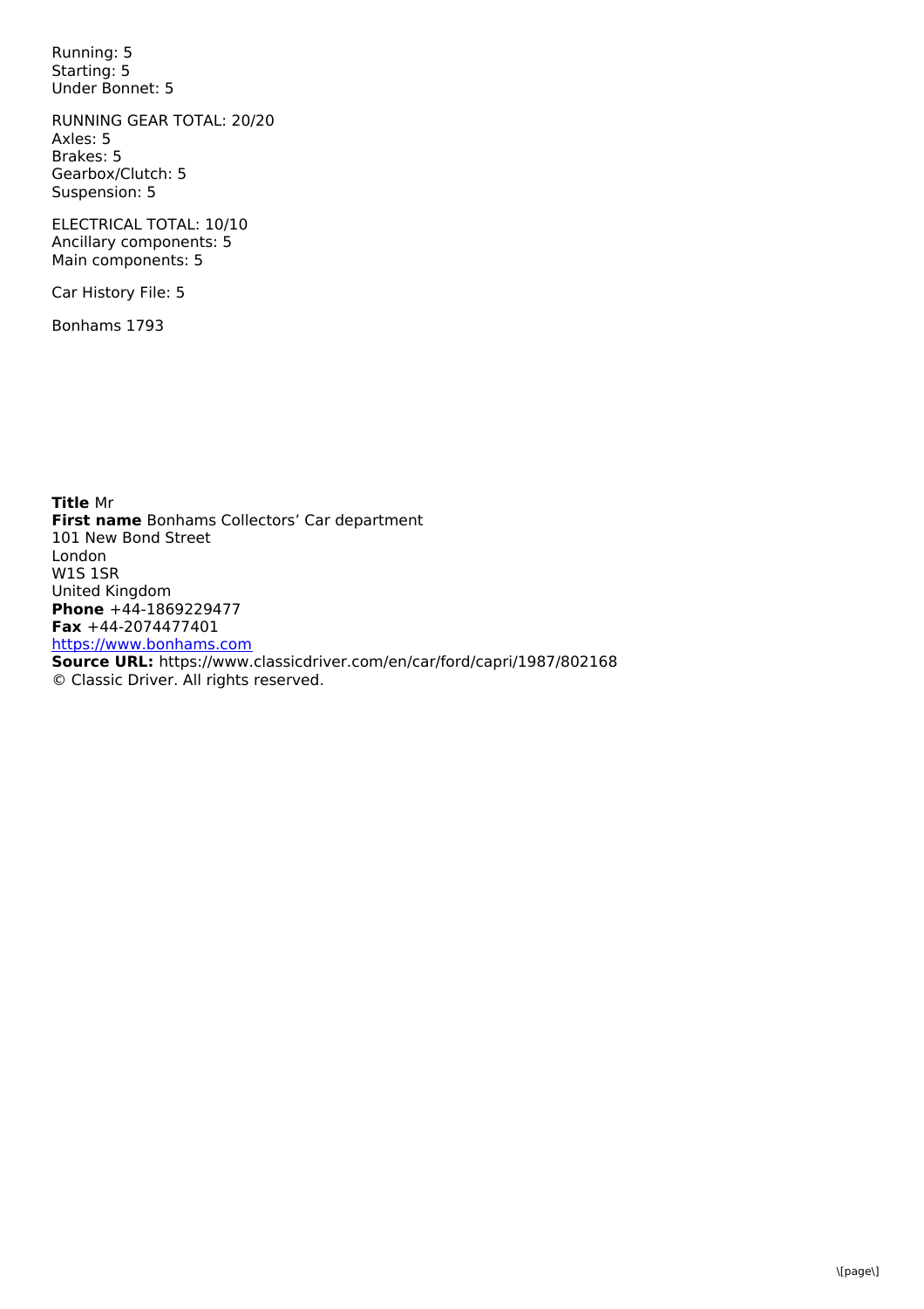Running: 5
Starting: 5
Under Bonnet: 5

RUNNING GEAR TOTAL: 20/20
Axles: 5
Brakes: 5
Gearbox/Clutch: 5
Suspension: 5

ELECTRICAL TOTAL: 10/10
Ancillary components: 5
Main components: 5

Car History File: 5

Bonhams 1793

**Title** Mr
**First name** Bonhams Collectors' Car department
101 New Bond Street
London
W1S 1SR
United Kingdom
**Phone** +44-1869229477
**Fax** +44-2074477401
https://www.bonhams.com
**Source URL:** https://www.classicdriver.com/en/car/ford/capri/1987/802168
© Classic Driver. All rights reserved.